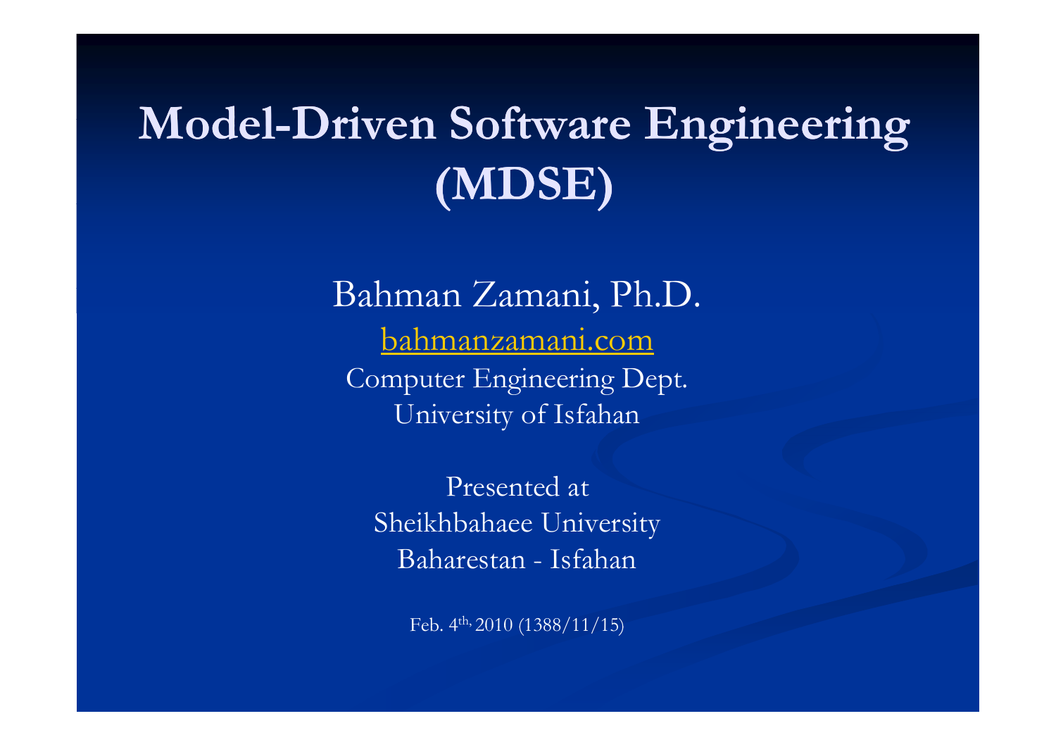# Model-Driven Software Engineering (MDSE)

Bahman Zamani, Ph.D.

bahmanzamani.com

Computer Engineering Dept.

University of Isfahan

Presented at

Sheikhbahaee University

Baharestan - Isfahan

Feb. 4th, 2010 (1388/11/15)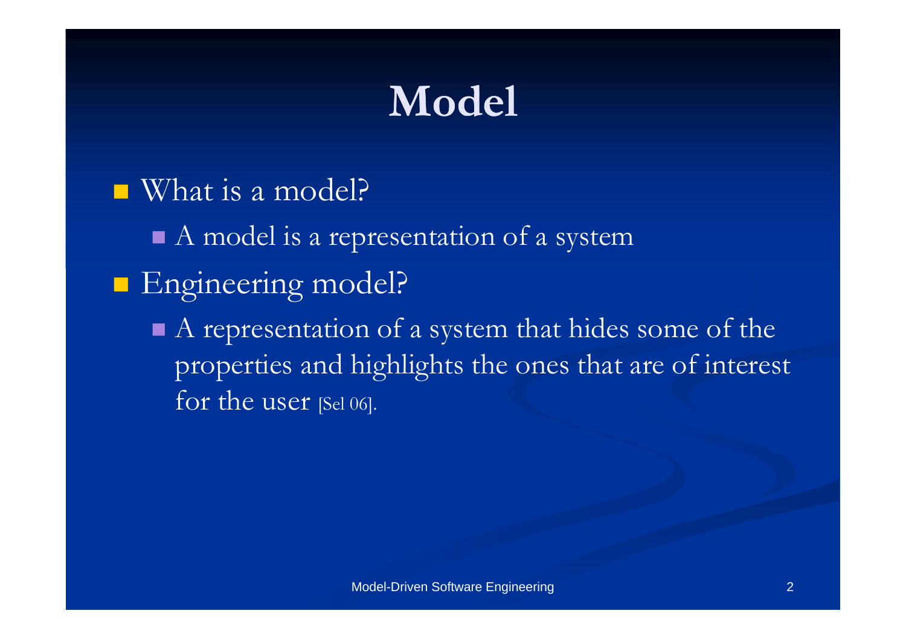# Model

- What is a model?
  - A model is a representation of a system
- Engineering model?
  - A representation of a system that hides some of the properties and highlights the ones that are of interest for the user [Sel 06].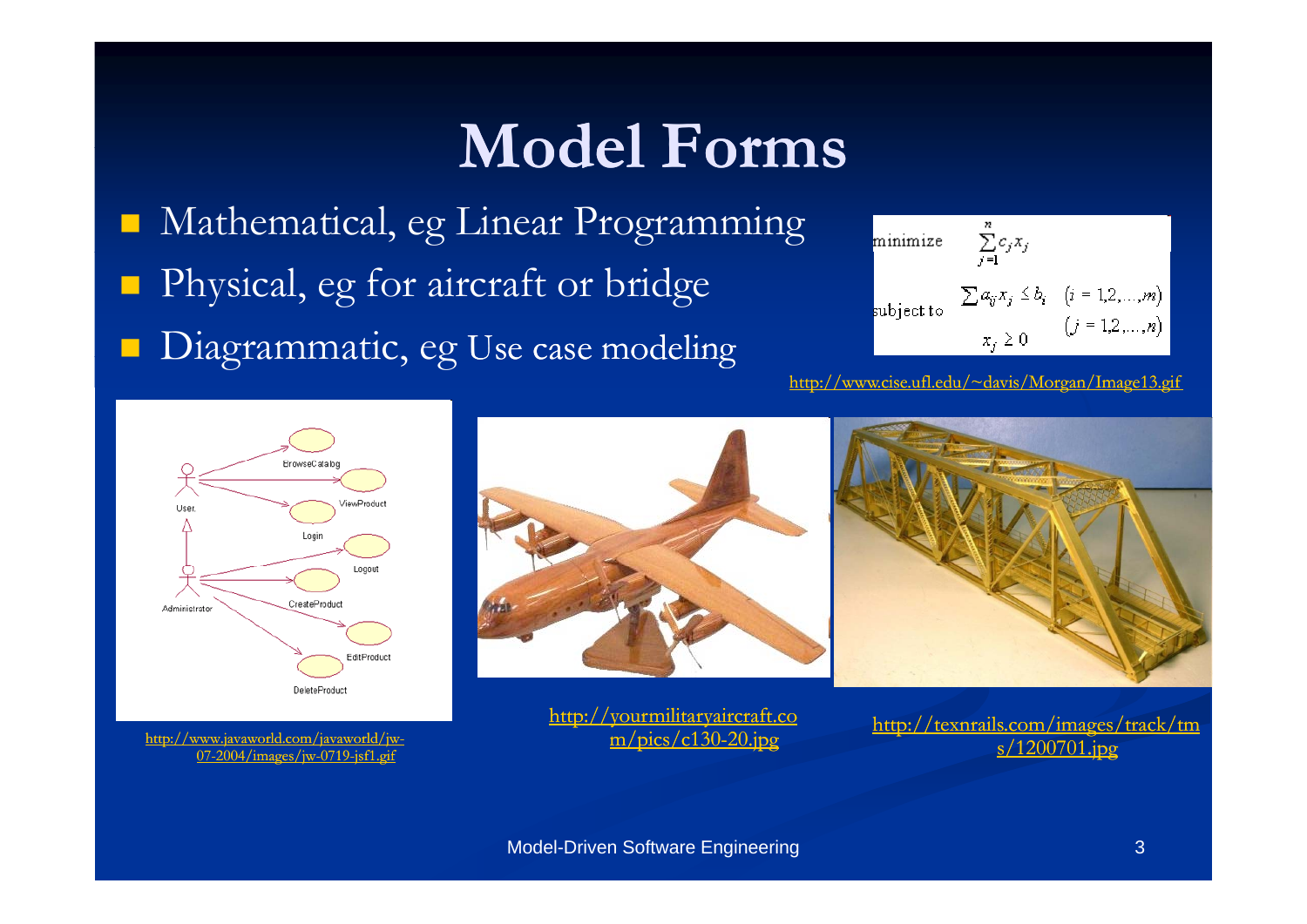# Model Forms

- Mathematical, eg Linear Programming
- Physical, eg for aircraft or bridge
- Diagrammatic, eg Use case modeling

$$\text{minimize} \quad \sum_{j=1}^{n} c_j x_j$$

$$\text{subject to} \quad \sum a_{ij} x_j \le b_i \quad (i = 1,2,\ldots,m)$$

$$x_j \ge 0 \quad (j = 1,2,\ldots,n)$$

http://www.cise.ufl.edu/~davis/Morgan/Image13.gif

BrowseCatalog

ViewProduct

Login

Logout

CreateProduct

EditProduct

DeleteProduct

User

Administrator

http://www.javaworld.com/javaworld/jw-07-2004/images/jw-0719-jsf1.gif

http://yourmilitaryaircraft.com/pics/c130-20.jpg

http://texnrails.com/images/track/tms/1200701.jpg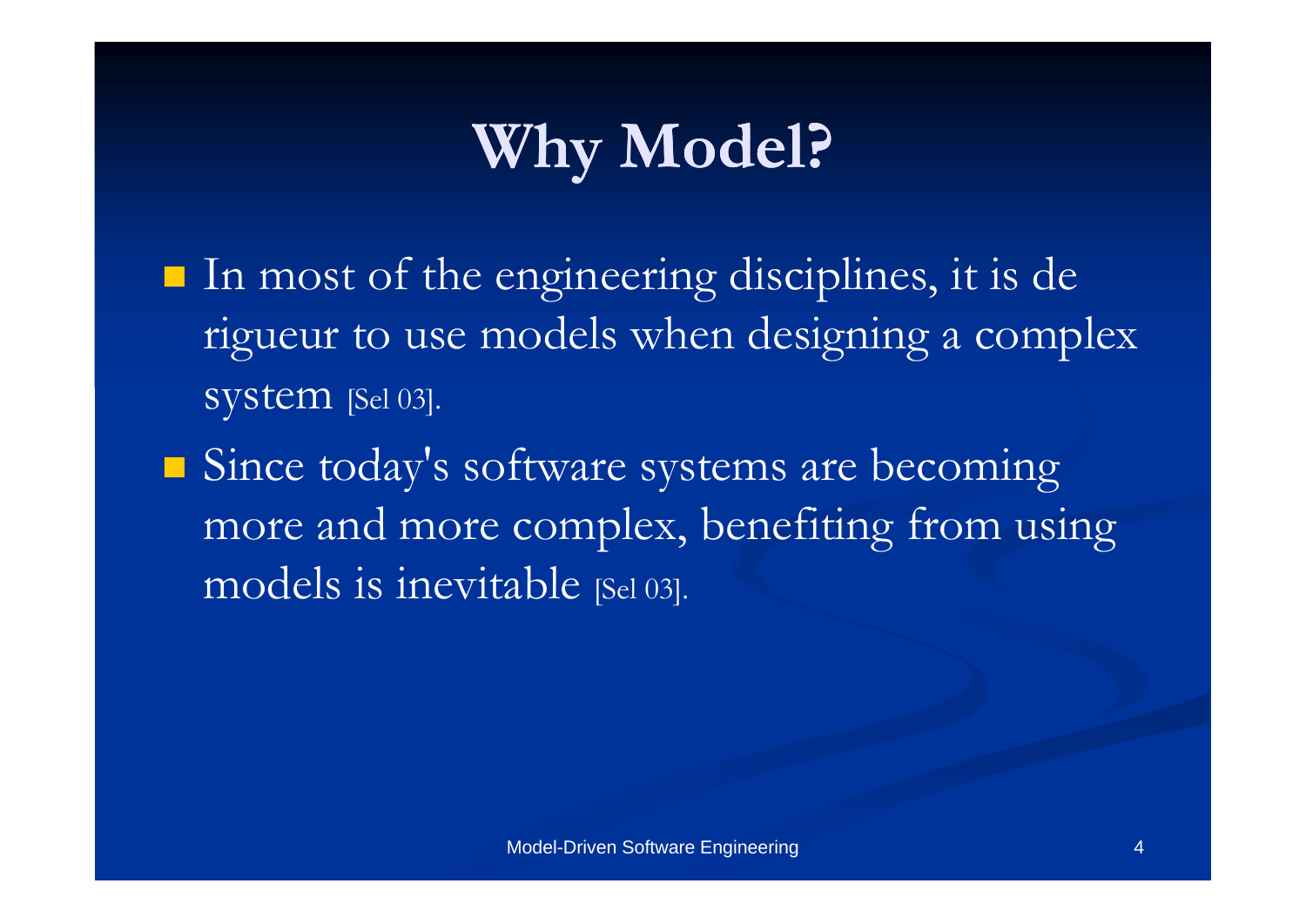# Why Model?

- In most of the engineering disciplines, it is de rigueur to use models when designing a complex system [Sel 03].
- Since today's software systems are becoming more and more complex, benefiting from using models is inevitable [Sel 03].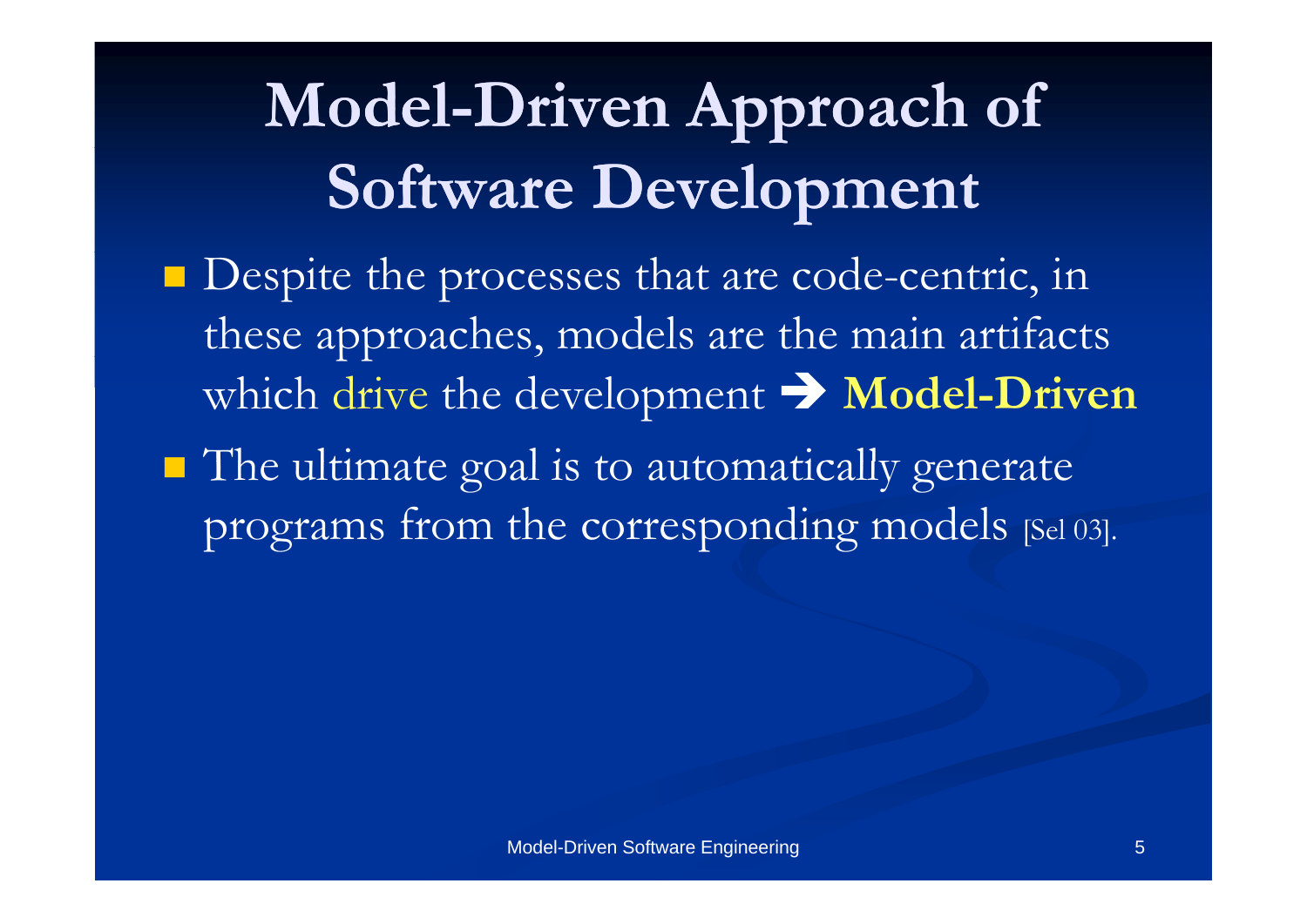# Model-Driven Approach of Software Development

- Despite the processes that are code-centric, in these approaches, models are the main artifacts which drive the development ➔ **Model-Driven**
- The ultimate goal is to automatically generate programs from the corresponding models [Sel 03].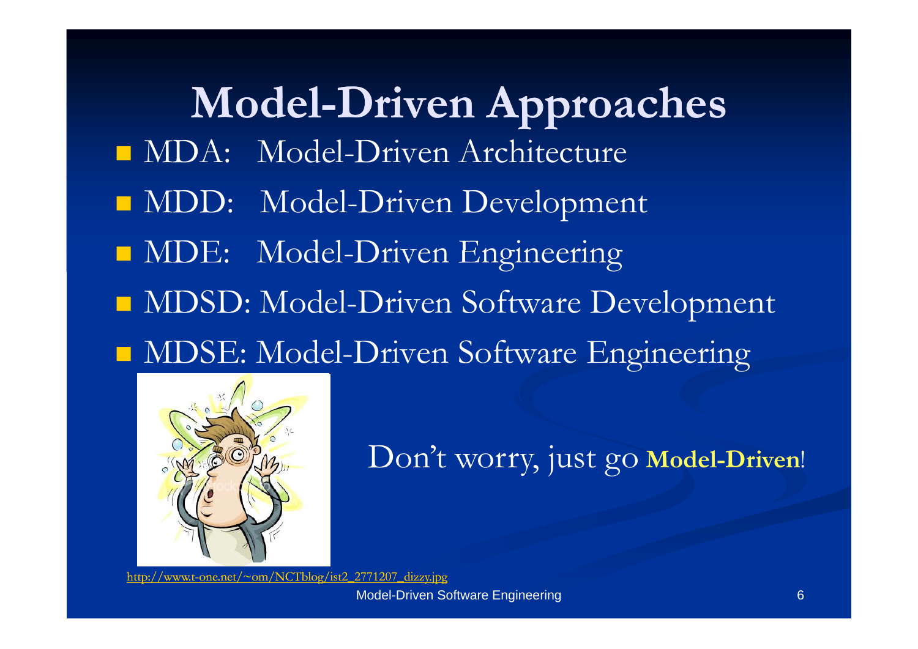# Model-Driven Approaches

- MDA: Model-Driven Architecture
- MDD: Model-Driven Development
- MDE: Model-Driven Engineering
- MDSD: Model-Driven Software Development
- MDSE: Model-Driven Software Engineering

Don't worry, just go **Model-Driven**!

http://www.t-one.net/~om/NCTblog/ist2_2771207_dizzy.jpg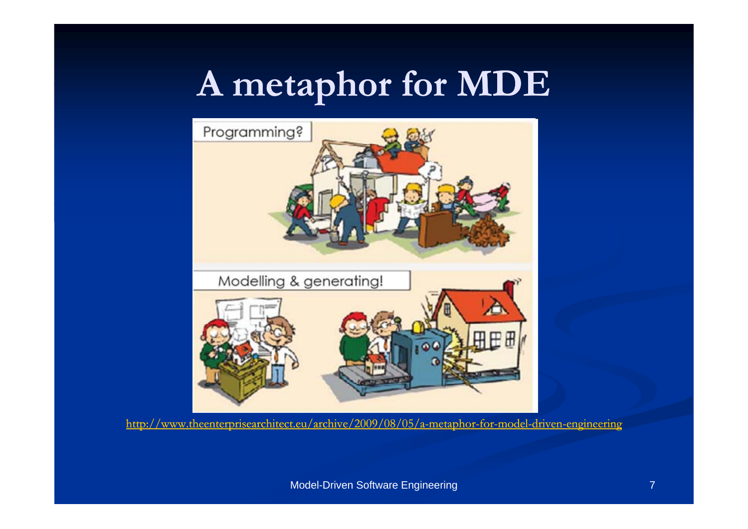# A metaphor for MDE

Programming?

Modelling & generating!

http://www.theenterprisearchitect.eu/archive/2009/08/05/a-metaphor-for-model-driven-engineering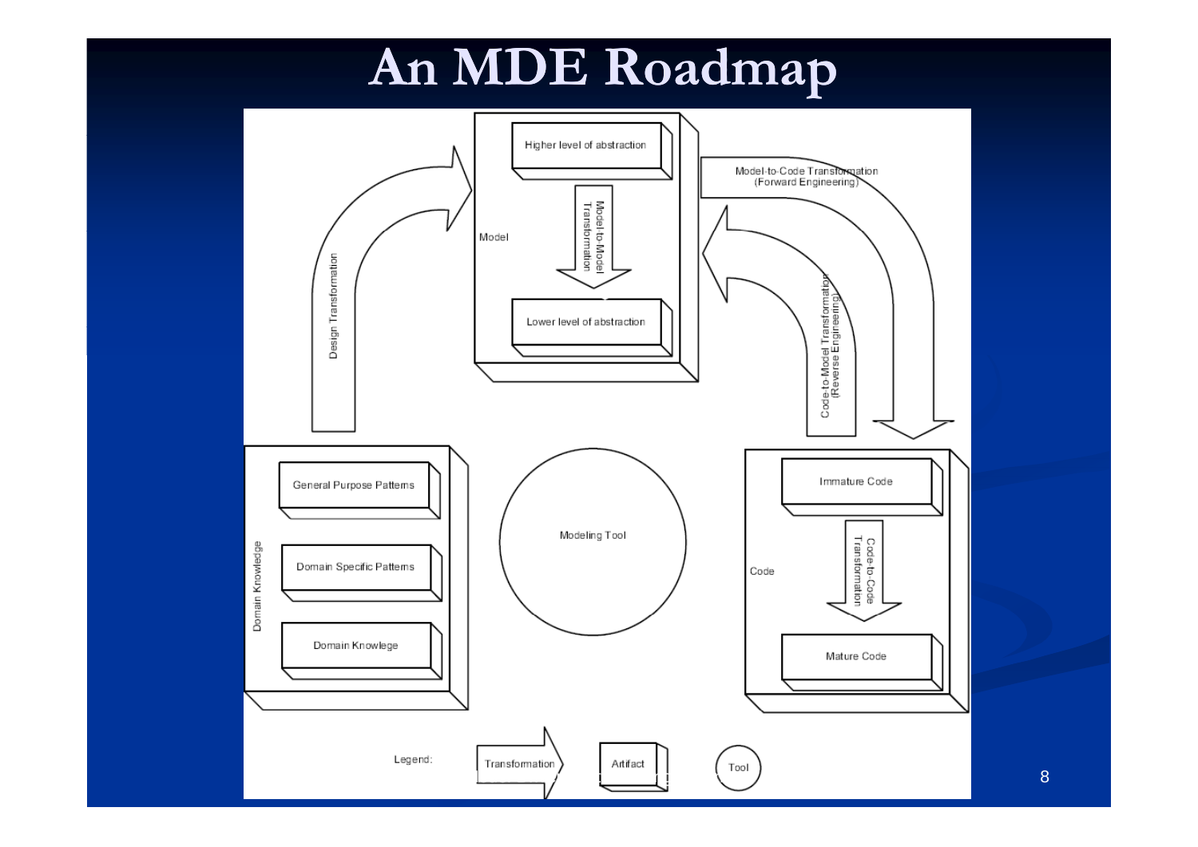# An MDE Roadmap

Higher level of abstraction

Model-to-Model Transformation

Lower level of abstraction

Model

Design Transformation

Model-to-Code Transformation (Forward Engineering)

Code-to-Model Transformation (Reverse Engineering)

General Purpose Patterns

Domain Specific Patterns

Domain Knowlege

Domain Knowledge

Modeling Tool

Immature Code

Code-to-Code Transformation

Mature Code

Code

Legend:

Transformation

Artifact

Tool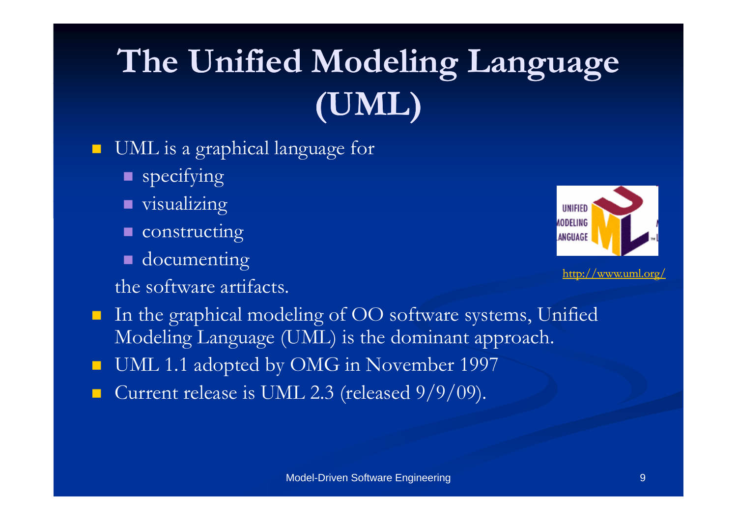# The Unified Modeling Language (UML)

- UML is a graphical language for
  - specifying
  - visualizing
  - constructing
  - documenting

  the software artifacts.
- In the graphical modeling of OO software systems, Unified Modeling Language (UML) is the dominant approach.
- UML 1.1 adopted by OMG in November 1997
- Current release is UML 2.3 (released 9/9/09).

http://www.uml.org/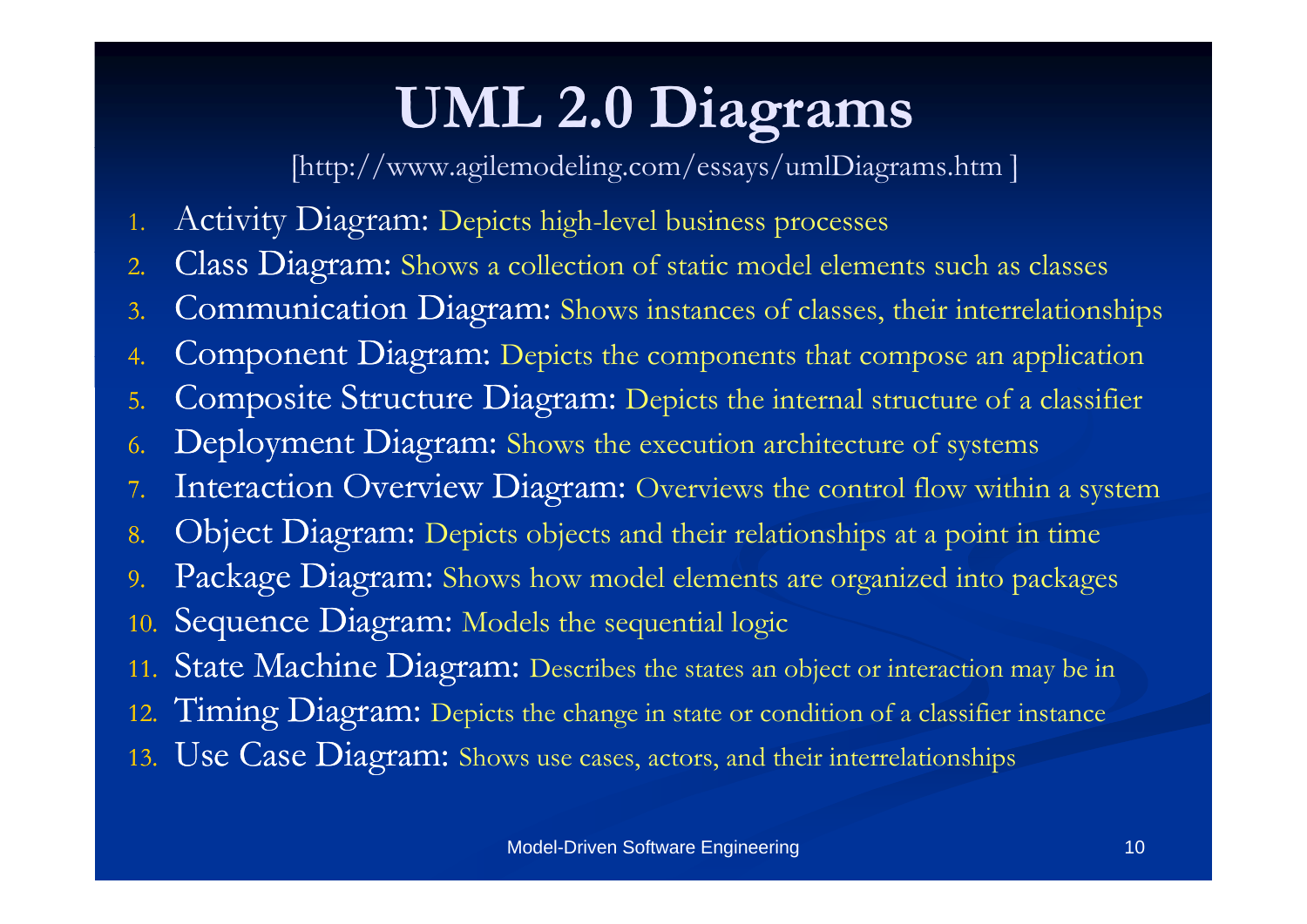# UML 2.0 Diagrams

[http://www.agilemodeling.com/essays/umlDiagrams.htm ]

1. Activity Diagram: Depicts high-level business processes
2. Class Diagram: Shows a collection of static model elements such as classes
3. Communication Diagram: Shows instances of classes, their interrelationships
4. Component Diagram: Depicts the components that compose an application
5. Composite Structure Diagram: Depicts the internal structure of a classifier
6. Deployment Diagram: Shows the execution architecture of systems
7. Interaction Overview Diagram: Overviews the control flow within a system
8. Object Diagram: Depicts objects and their relationships at a point in time
9. Package Diagram: Shows how model elements are organized into packages
10. Sequence Diagram: Models the sequential logic
11. State Machine Diagram: Describes the states an object or interaction may be in
12. Timing Diagram: Depicts the change in state or condition of a classifier instance
13. Use Case Diagram: Shows use cases, actors, and their interrelationships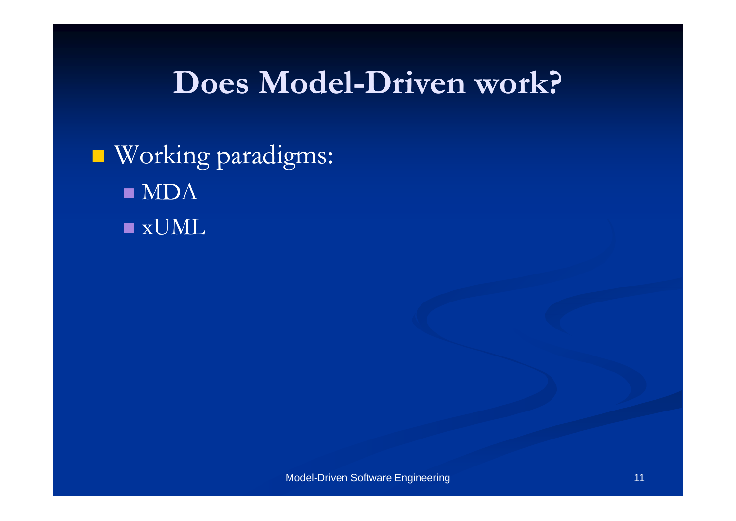# Does Model-Driven work?

- Working paradigms:
  - MDA
  - xUML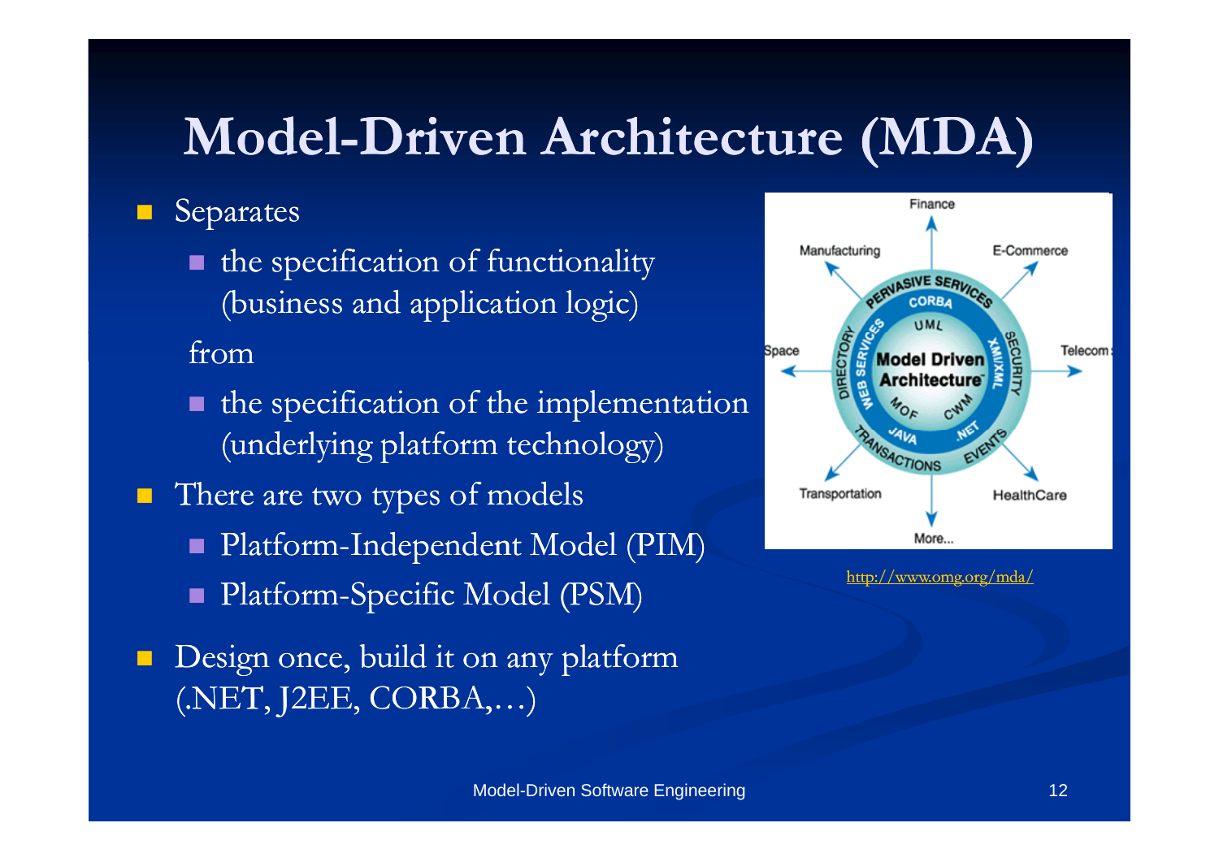# Model-Driven Architecture (MDA)

- Separates
  - the specification of functionality (business and application logic)

  from

  - the specification of the implementation (underlying platform technology)
- There are two types of models
  - Platform-Independent Model (PIM)
  - Platform-Specific Model (PSM)
- Design once, build it on any platform (.NET, J2EE, CORBA,…)

Finance

Manufacturing

E-Commerce

Space

Telecom

Transportation

HealthCare

More...

PERVASIVE SERVICES

CORBA

UML

DIRECTORY

WEB SERVICES

Model Driven Architecture

XMI/XML

SECURITY

MOF

CWM

JAVA

.NET

TRANSACTIONS

EVENTS

http://www.omg.org/mda/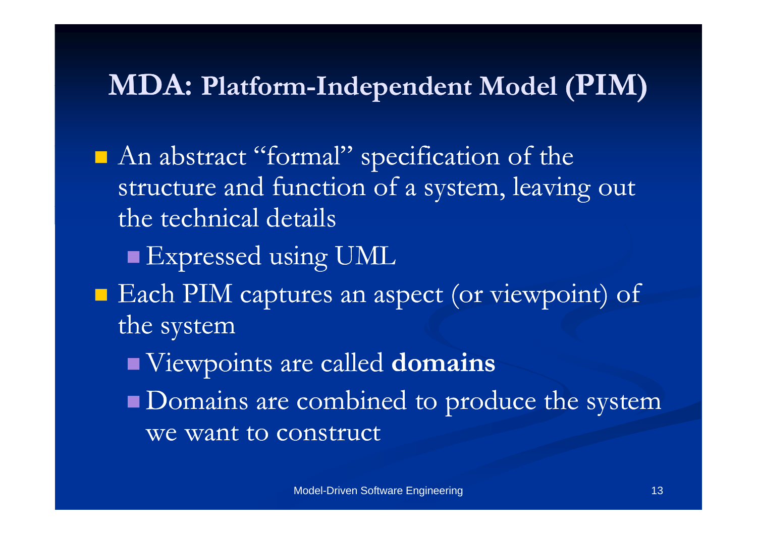# MDA: Platform-Independent Model (PIM)

- An abstract "formal" specification of the structure and function of a system, leaving out the technical details
  - Expressed using UML
- Each PIM captures an aspect (or viewpoint) of the system
  - Viewpoints are called **domains**
  - Domains are combined to produce the system we want to construct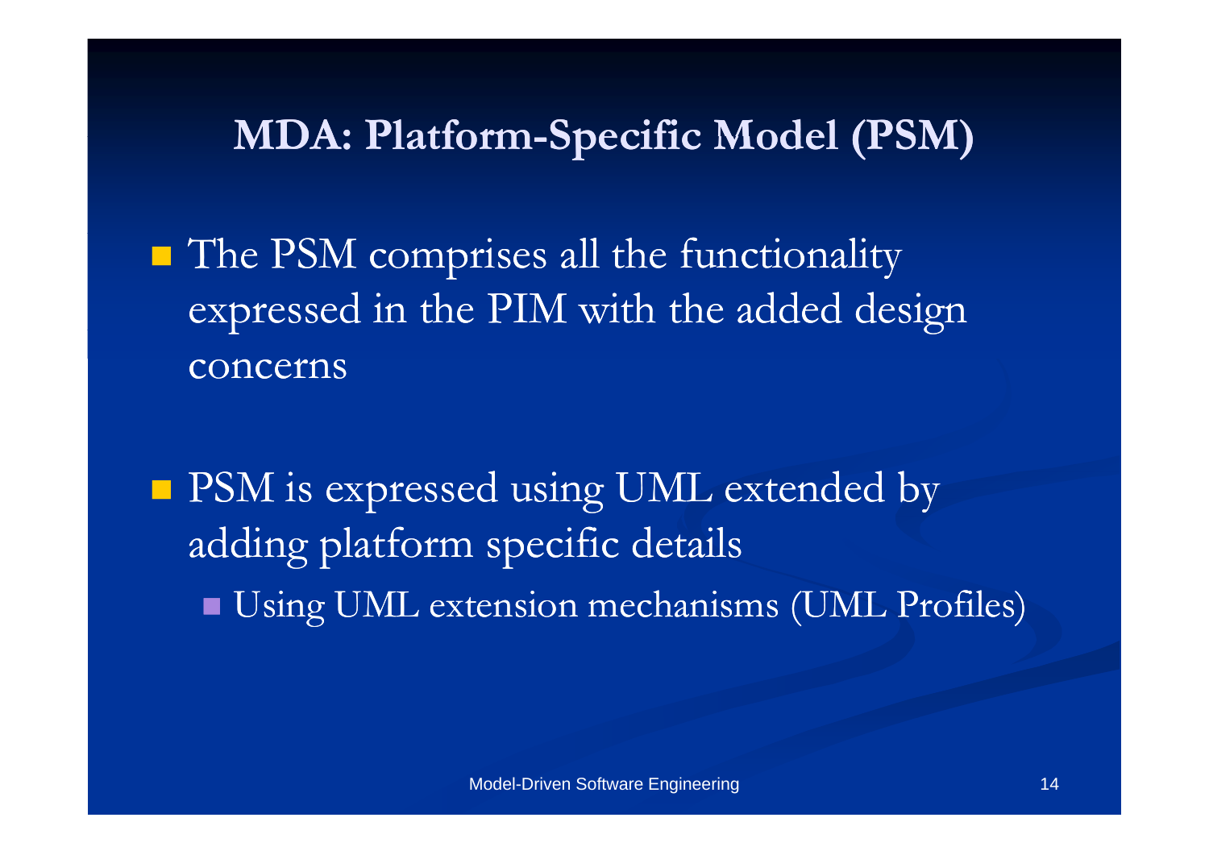## MDA: Platform-Specific Model (PSM)

- The PSM comprises all the functionality expressed in the PIM with the added design concerns

- PSM is expressed using UML extended by adding platform specific details
  - Using UML extension mechanisms (UML Profiles)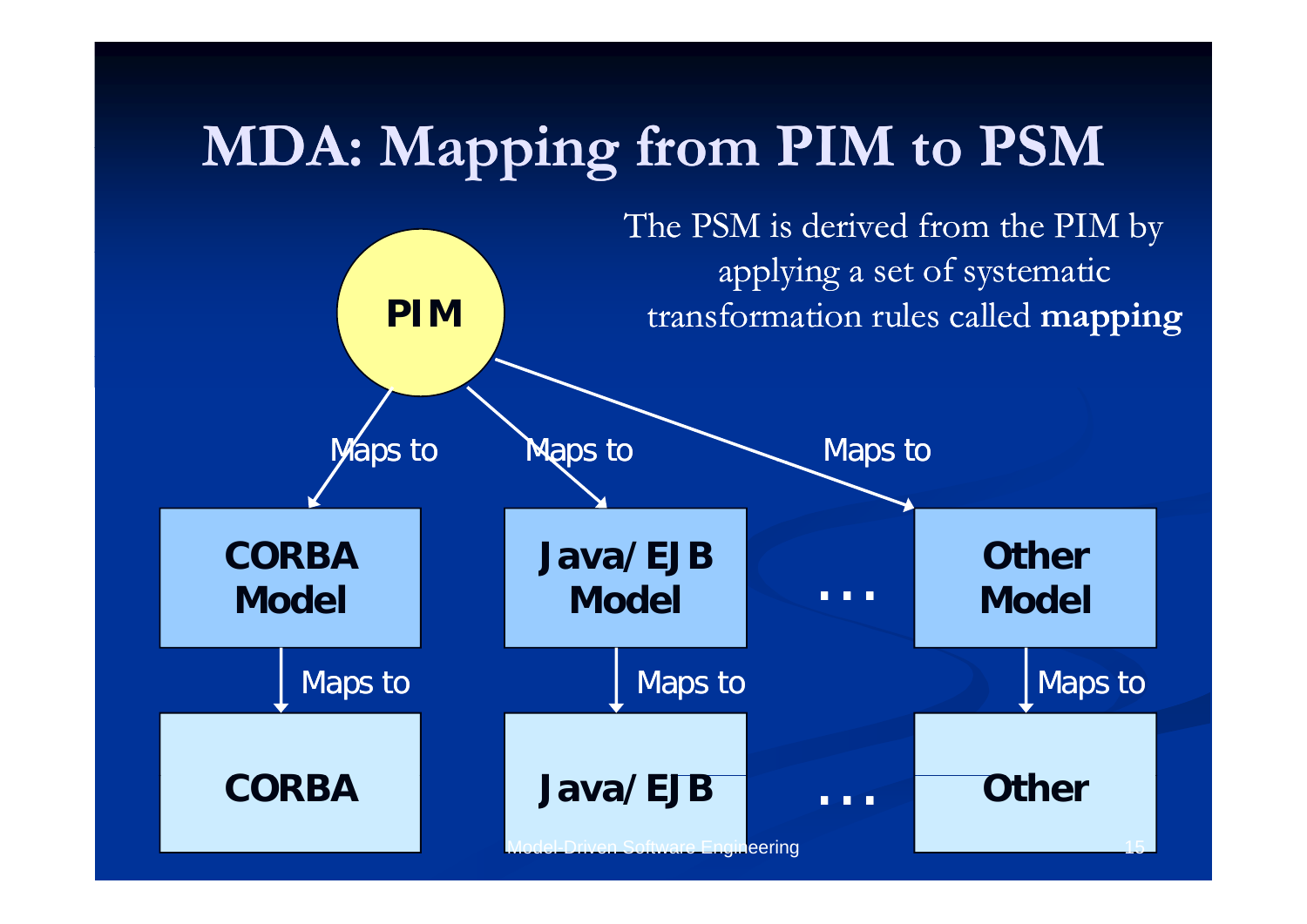# MDA: Mapping from PIM to PSM

The PSM is derived from the PIM by applying a set of systematic transformation rules called **mapping**

PIM

Maps to

Maps to

Maps to

CORBA Model

Java/EJB Model

...

Other Model

Maps to

Maps to

Maps to

CORBA

Java/EJB

...

Other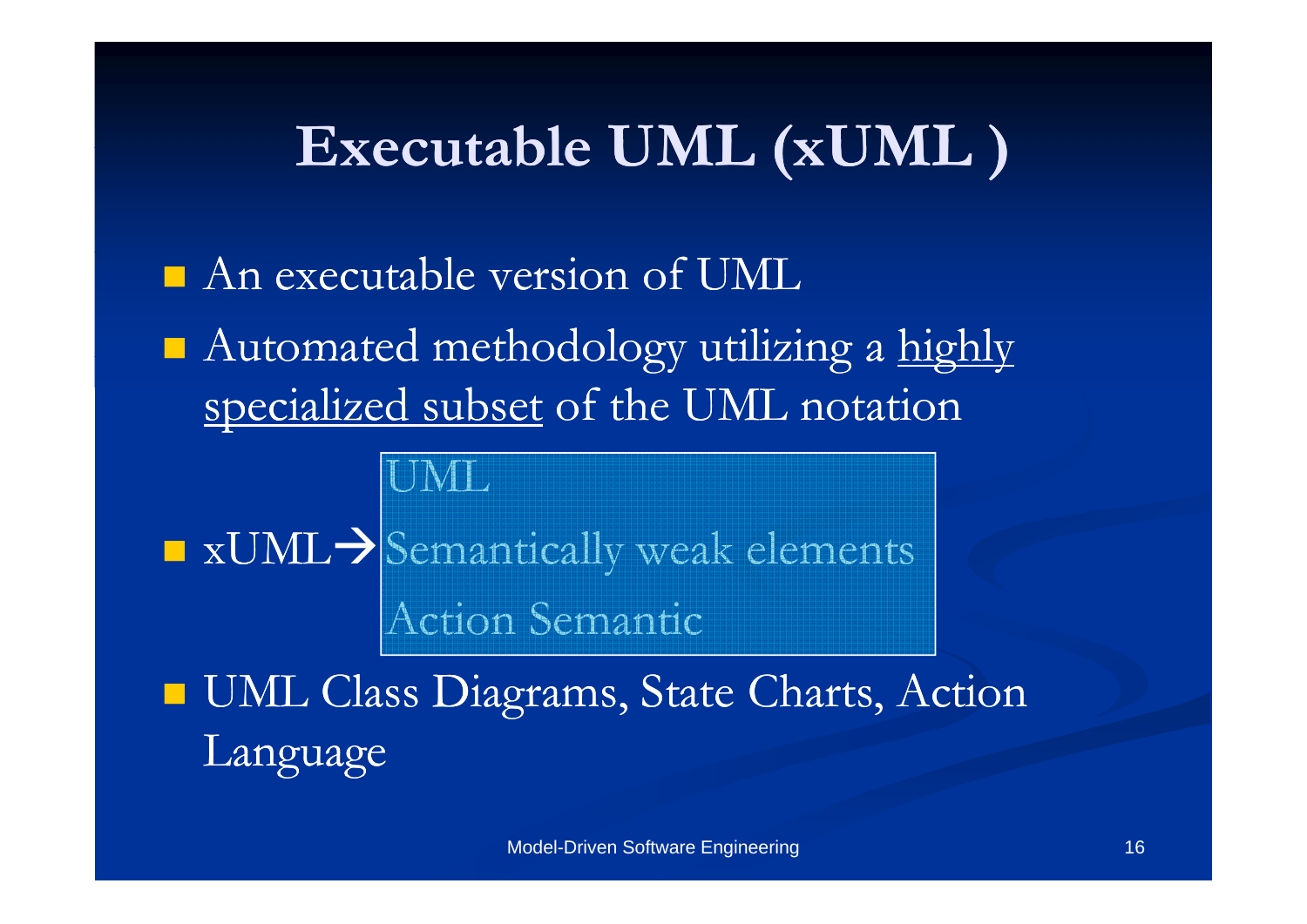# Executable UML (xUML )

- An executable version of UML
- Automated methodology utilizing a <u>highly specialized subset</u> of the UML notation
- xUML → UML − Semantically weak elements + Action Semantic
- UML Class Diagrams, State Charts, Action Language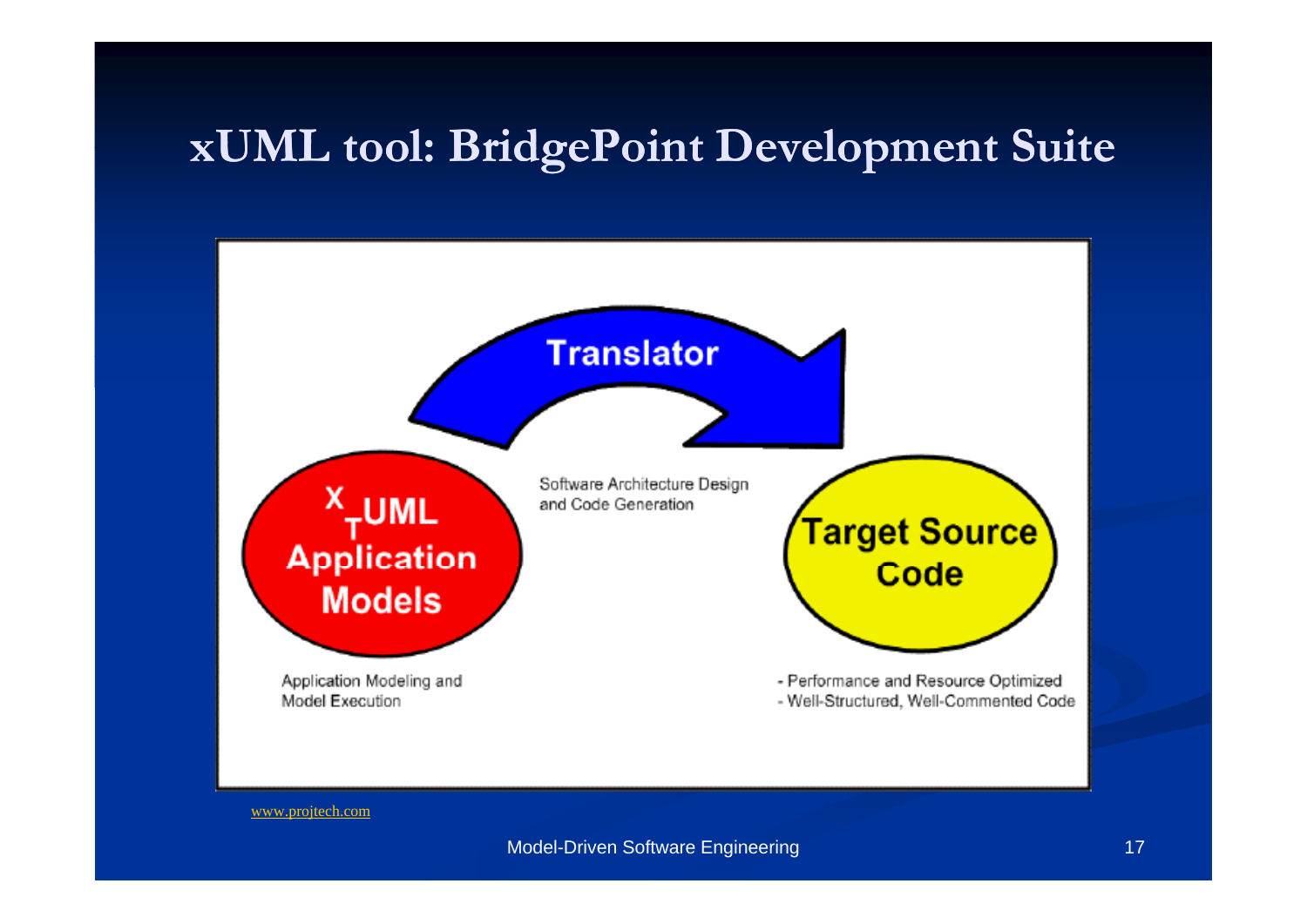# xUML tool: BridgePoint Development Suite

Translator

Software Architecture Design and Code Generation

$^{X}_{T}$UML Application Models

Application Modeling and Model Execution

Target Source Code

- Performance and Resource Optimized
- Well-Structured, Well-Commented Code

www.projtech.com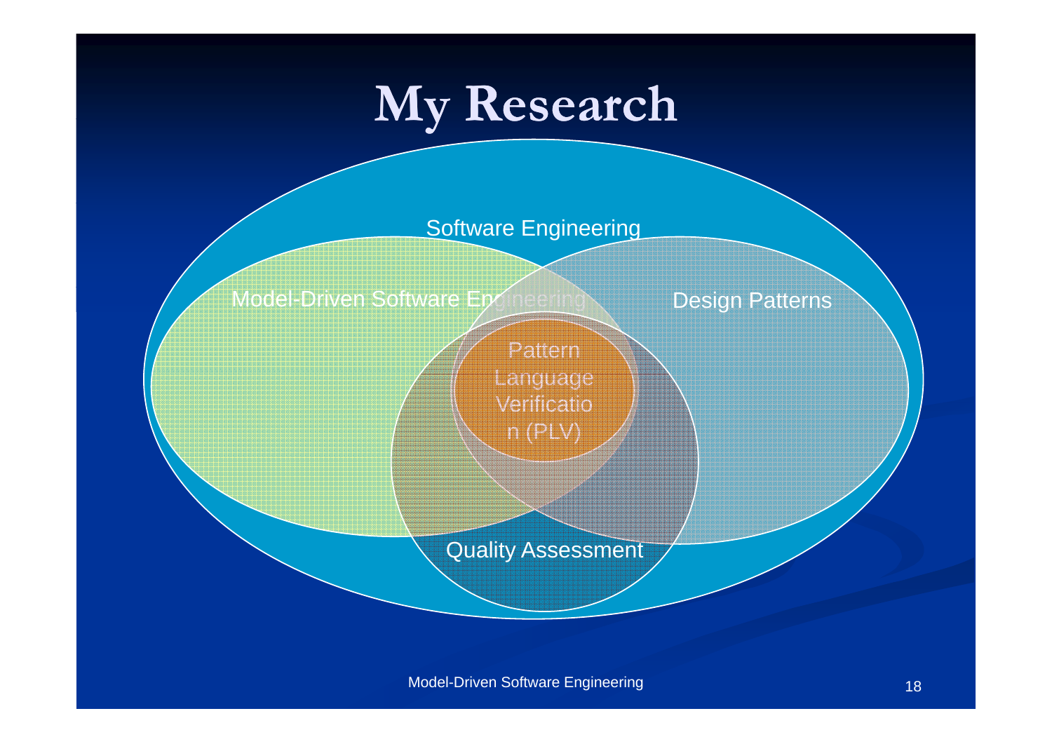# My Research

Software Engineering

Model-Driven Software Engineering

Design Patterns

Pattern Language Verification (PLV)

Quality Assessment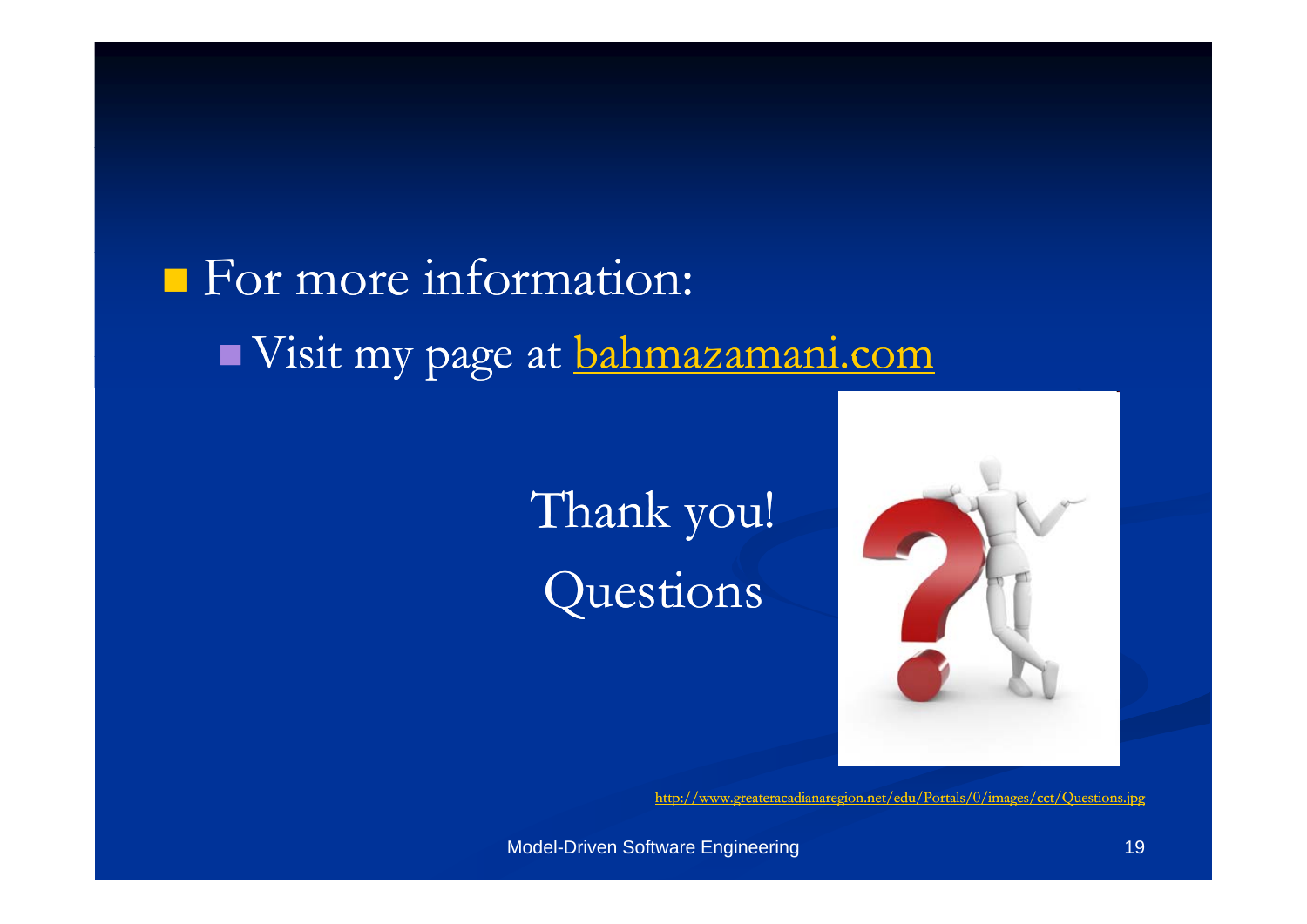- For more information:
  - Visit my page at [bahmazamani.com](bahmazamani.com)

Thank you!

Questions

http://www.greateracadianaregion.net/edu/Portals/0/images/cct/Questions.jpg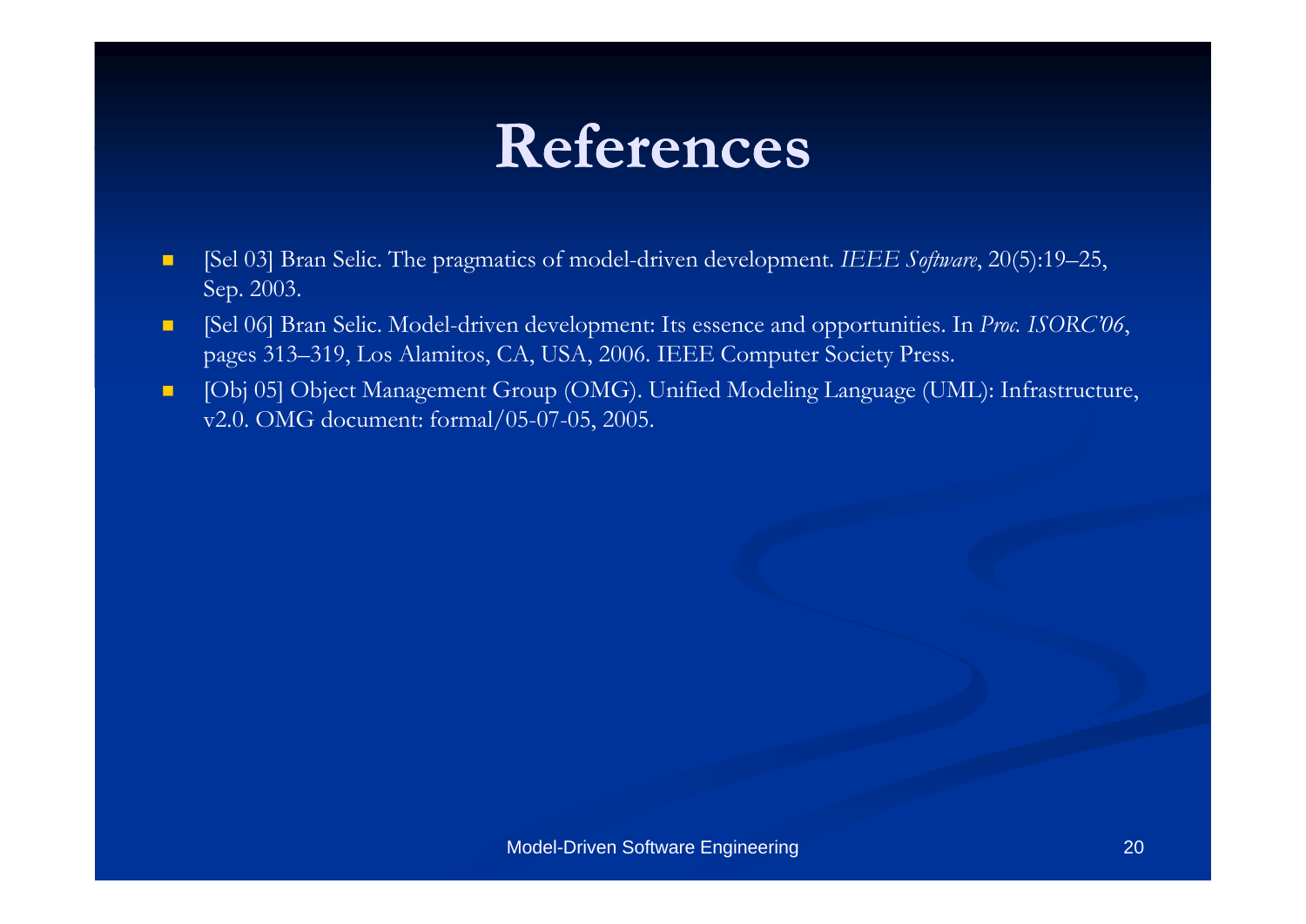# References

- [Sel 03] Bran Selic. The pragmatics of model-driven development. *IEEE Software*, 20(5):19–25, Sep. 2003.
- [Sel 06] Bran Selic. Model-driven development: Its essence and opportunities. In *Proc. ISORC'06*, pages 313–319, Los Alamitos, CA, USA, 2006. IEEE Computer Society Press.
- [Obj 05] Object Management Group (OMG). Unified Modeling Language (UML): Infrastructure, v2.0. OMG document: formal/05-07-05, 2005.